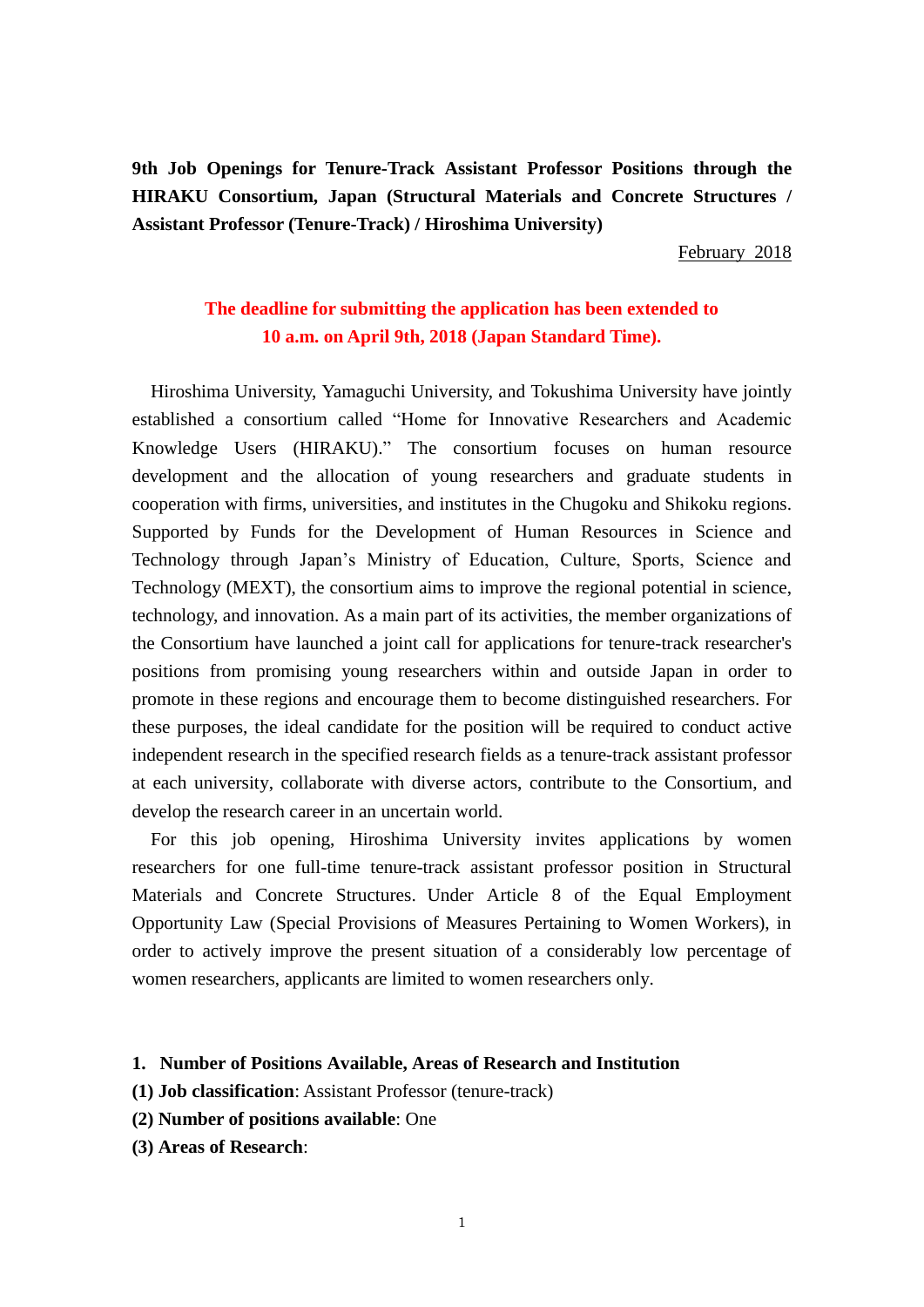**9th Job Openings for Tenure-Track Assistant Professor Positions through the HIRAKU Consortium, Japan (Structural Materials and Concrete Structures / Assistant Professor (Tenure-Track) / Hiroshima University)**

February 2018

**The deadline for submitting the application has been extended to 10 a.m. on April 9th, 2018 (Japan Standard Time).**

Hiroshima University, Yamaguchi University, and Tokushima University have jointly established a consortium called "Home for Innovative Researchers and Academic Knowledge Users (HIRAKU)." The consortium focuses on human resource development and the allocation of young researchers and graduate students in cooperation with firms, universities, and institutes in the Chugoku and Shikoku regions. Supported by Funds for the Development of Human Resources in Science and Technology through Japan's Ministry of Education, Culture, Sports, Science and Technology (MEXT), the consortium aims to improve the regional potential in science, technology, and innovation. As a main part of its activities, the member organizations of the Consortium have launched a joint call for applications for tenure-track researcher's positions from promising young researchers within and outside Japan in order to promote in these regions and encourage them to become distinguished researchers. For these purposes, the ideal candidate for the position will be required to conduct active independent research in the specified research fields as a tenure-track assistant professor at each university, collaborate with diverse actors, contribute to the Consortium, and develop the research career in an uncertain world.

For this job opening, Hiroshima University invites applications by women researchers for one full-time tenure-track assistant professor position in Structural Materials and Concrete Structures. Under Article 8 of the Equal Employment Opportunity Law (Special Provisions of Measures Pertaining to Women Workers), in order to actively improve the present situation of a considerably low percentage of women researchers, applicants are limited to women researchers only.

**1. Number of Positions Available, Areas of Research and Institution**

**(1) Job classification**: Assistant Professor (tenure-track)

**(2) Number of positions available**: One

**(3) Areas of Research**: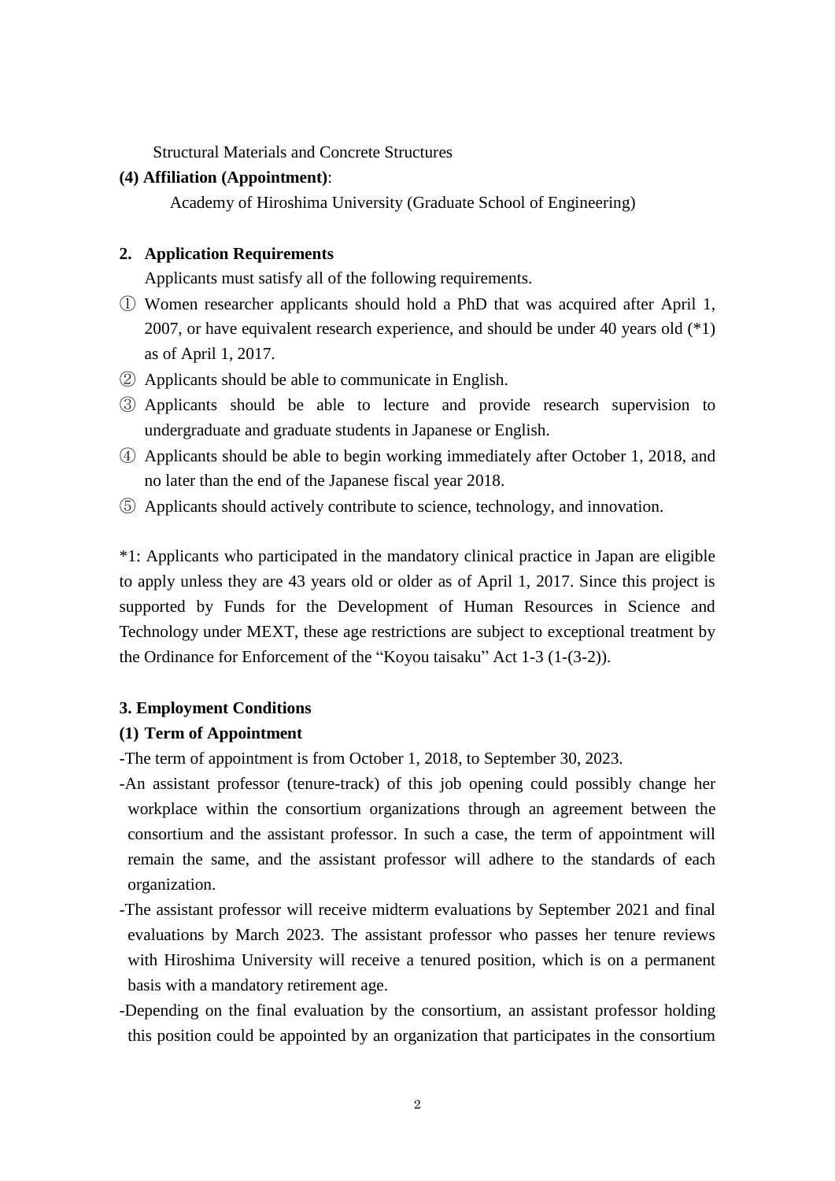Structural Materials and Concrete Structures

**(4) Affiliation (Appointment)**:

Academy of Hiroshima University (Graduate School of Engineering)

## 2. Application Requirements

Applicants must satisfy all of the following requirements.

① Women researcher applicants should hold a PhD that was acquired after April 1, 2007, or have equivalent research experience, and should be under 40 years old (*1) as of April 1, 2017.

② Applicants should be able to communicate in English.

③ Applicants should be able to lecture and provide research supervision to undergraduate and graduate students in Japanese or English.

④ Applicants should be able to begin working immediately after October 1, 2018, and no later than the end of the Japanese fiscal year 2018.

⑤ Applicants should actively contribute to science, technology, and innovation.

*1: Applicants who participated in the mandatory clinical practice in Japan are eligible to apply unless they are 43 years old or older as of April 1, 2017. Since this project is supported by Funds for the Development of Human Resources in Science and Technology under MEXT, these age restrictions are subject to exceptional treatment by the Ordinance for Enforcement of the "Koyou taisaku" Act 1-3 (1-(3-2)).

## 3. Employment Conditions

**(1) Term of Appointment**

-The term of appointment is from October 1, 2018, to September 30, 2023.

-An assistant professor (tenure-track) of this job opening could possibly change her workplace within the consortium organizations through an agreement between the consortium and the assistant professor. In such a case, the term of appointment will remain the same, and the assistant professor will adhere to the standards of each organization.

-The assistant professor will receive midterm evaluations by September 2021 and final evaluations by March 2023. The assistant professor who passes her tenure reviews with Hiroshima University will receive a tenured position, which is on a permanent basis with a mandatory retirement age.

-Depending on the final evaluation by the consortium, an assistant professor holding this position could be appointed by an organization that participates in the consortium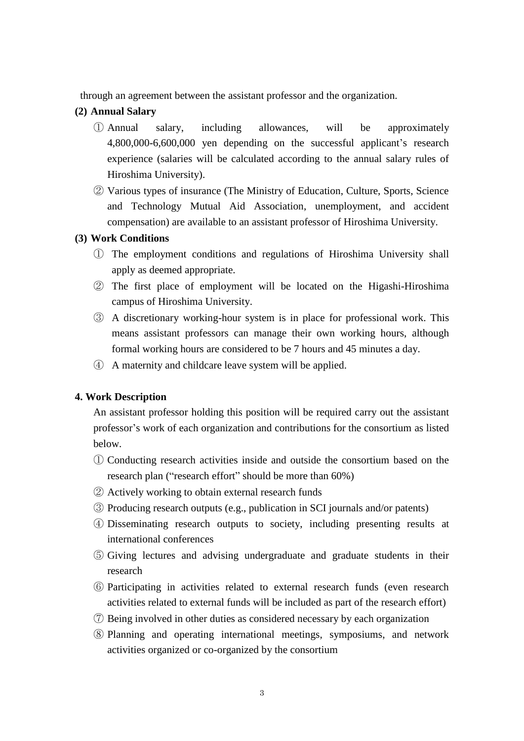through an agreement between the assistant professor and the organization.

**(2) Annual Salary**

① Annual salary, including allowances, will be approximately 4,800,000-6,600,000 yen depending on the successful applicant's research experience (salaries will be calculated according to the annual salary rules of Hiroshima University).

② Various types of insurance (The Ministry of Education, Culture, Sports, Science and Technology Mutual Aid Association, unemployment, and accident compensation) are available to an assistant professor of Hiroshima University.

**(3) Work Conditions**

① The employment conditions and regulations of Hiroshima University shall apply as deemed appropriate.

② The first place of employment will be located on the Higashi-Hiroshima campus of Hiroshima University.

③ A discretionary working-hour system is in place for professional work. This means assistant professors can manage their own working hours, although formal working hours are considered to be 7 hours and 45 minutes a day.

④ A maternity and childcare leave system will be applied.

**4. Work Description**

An assistant professor holding this position will be required carry out the assistant professor's work of each organization and contributions for the consortium as listed below.

① Conducting research activities inside and outside the consortium based on the research plan ("research effort" should be more than 60%)

② Actively working to obtain external research funds

③ Producing research outputs (e.g., publication in SCI journals and/or patents)

④ Disseminating research outputs to society, including presenting results at international conferences

⑤ Giving lectures and advising undergraduate and graduate students in their research

⑥ Participating in activities related to external research funds (even research activities related to external funds will be included as part of the research effort)

⑦ Being involved in other duties as considered necessary by each organization

⑧ Planning and operating international meetings, symposiums, and network activities organized or co-organized by the consortium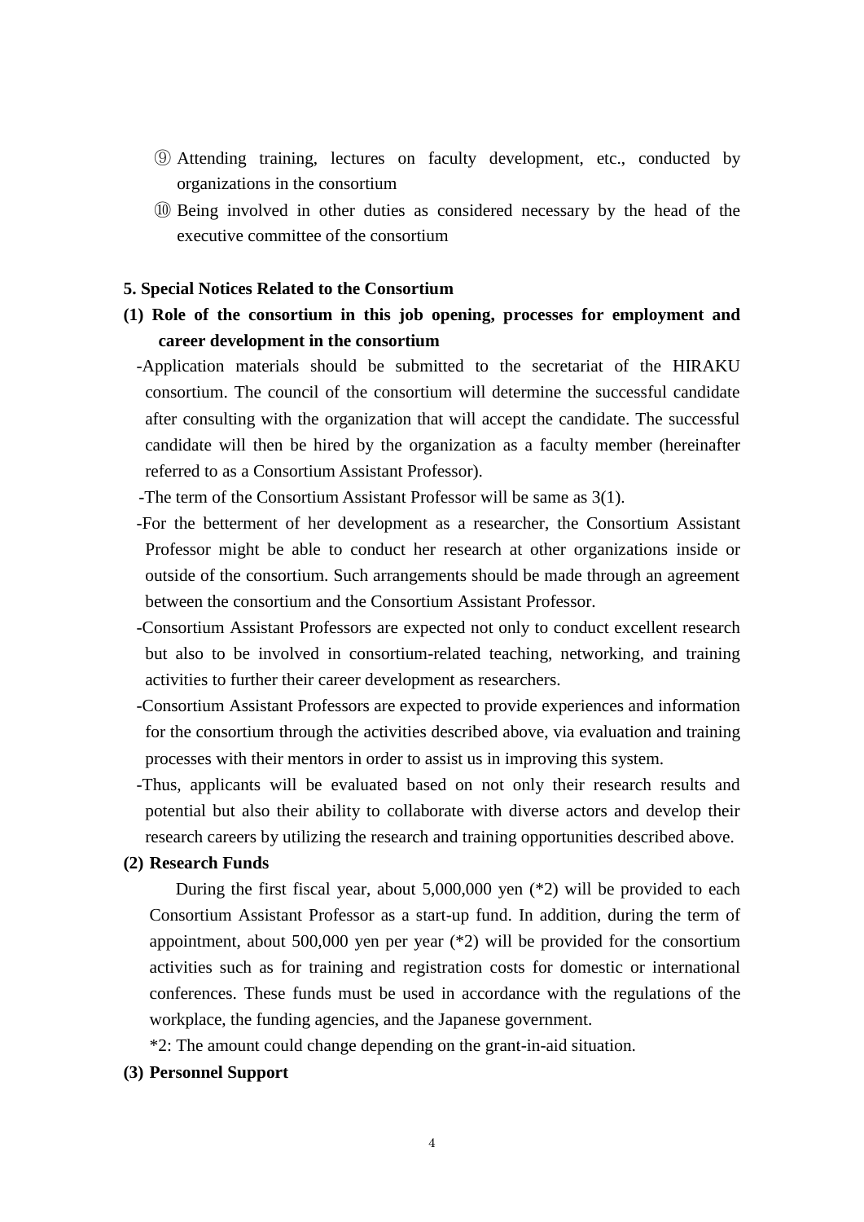⑨ Attending training, lectures on faculty development, etc., conducted by organizations in the consortium

⑩ Being involved in other duties as considered necessary by the head of the executive committee of the consortium

**5. Special Notices Related to the Consortium**

**(1) Role of the consortium in this job opening, processes for employment and career development in the consortium**

-Application materials should be submitted to the secretariat of the HIRAKU consortium. The council of the consortium will determine the successful candidate after consulting with the organization that will accept the candidate. The successful candidate will then be hired by the organization as a faculty member (hereinafter referred to as a Consortium Assistant Professor).

-The term of the Consortium Assistant Professor will be same as 3(1).

-For the betterment of her development as a researcher, the Consortium Assistant Professor might be able to conduct her research at other organizations inside or outside of the consortium. Such arrangements should be made through an agreement between the consortium and the Consortium Assistant Professor.

-Consortium Assistant Professors are expected not only to conduct excellent research but also to be involved in consortium-related teaching, networking, and training activities to further their career development as researchers.

-Consortium Assistant Professors are expected to provide experiences and information for the consortium through the activities described above, via evaluation and training processes with their mentors in order to assist us in improving this system.

-Thus, applicants will be evaluated based on not only their research results and potential but also their ability to collaborate with diverse actors and develop their research careers by utilizing the research and training opportunities described above.

**(2) Research Funds**

During the first fiscal year, about 5,000,000 yen (*2) will be provided to each Consortium Assistant Professor as a start-up fund. In addition, during the term of appointment, about 500,000 yen per year (*2) will be provided for the consortium activities such as for training and registration costs for domestic or international conferences. These funds must be used in accordance with the regulations of the workplace, the funding agencies, and the Japanese government.

*2: The amount could change depending on the grant-in-aid situation.

**(3) Personnel Support**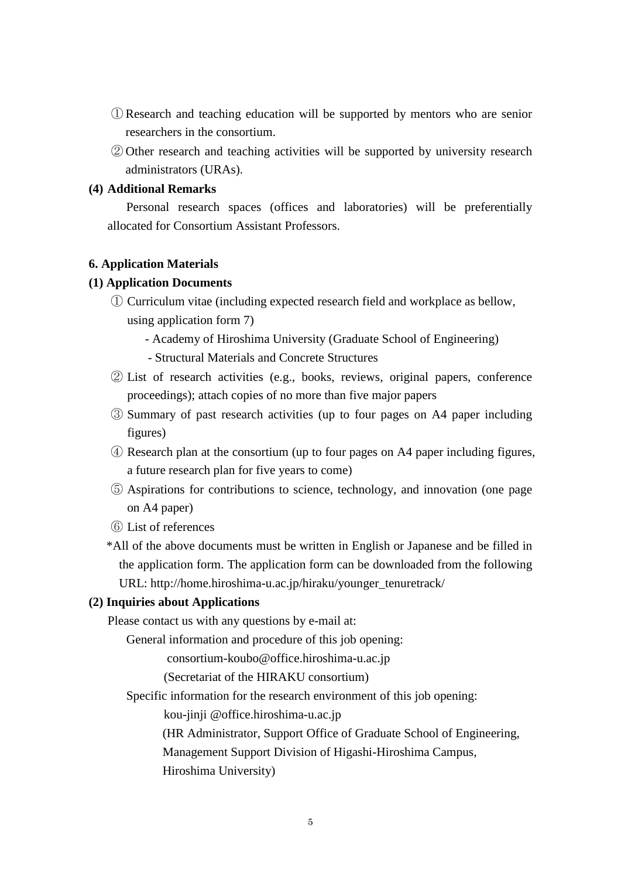① Research and teaching education will be supported by mentors who are senior researchers in the consortium.

② Other research and teaching activities will be supported by university research administrators (URAs).

**(4) Additional Remarks**

Personal research spaces (offices and laboratories) will be preferentially allocated for Consortium Assistant Professors.

**6. Application Materials**

**(1) Application Documents**

① Curriculum vitae (including expected research field and workplace as bellow, using application form 7)

- Academy of Hiroshima University (Graduate School of Engineering)
- Structural Materials and Concrete Structures

② List of research activities (e.g., books, reviews, original papers, conference proceedings); attach copies of no more than five major papers

③ Summary of past research activities (up to four pages on A4 paper including figures)

④ Research plan at the consortium (up to four pages on A4 paper including figures, a future research plan for five years to come)

⑤ Aspirations for contributions to science, technology, and innovation (one page on A4 paper)

⑥ List of references

*All of the above documents must be written in English or Japanese and be filled in the application form. The application form can be downloaded from the following URL: http://home.hiroshima-u.ac.jp/hiraku/younger_tenuretrack/

**(2) Inquiries about Applications**

Please contact us with any questions by e-mail at:

General information and procedure of this job opening:

consortium-koubo@office.hiroshima-u.ac.jp

(Secretariat of the HIRAKU consortium)

Specific information for the research environment of this job opening:

kou-jinji @office.hiroshima-u.ac.jp

(HR Administrator, Support Office of Graduate School of Engineering, Management Support Division of Higashi-Hiroshima Campus, Hiroshima University)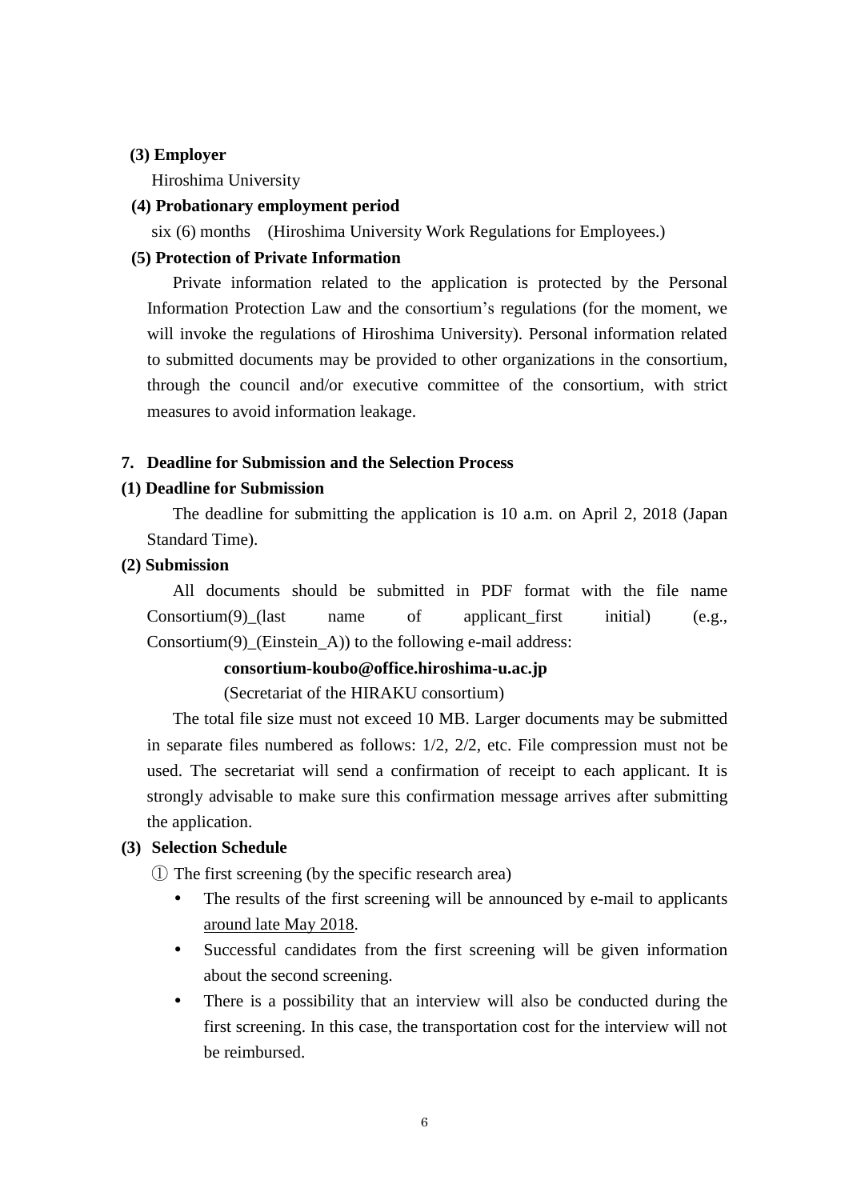**(3) Employer**

Hiroshima University

**(4) Probationary employment period**

six (6) months (Hiroshima University Work Regulations for Employees.)

**(5) Protection of Private Information**

Private information related to the application is protected by the Personal Information Protection Law and the consortium's regulations (for the moment, we will invoke the regulations of Hiroshima University). Personal information related to submitted documents may be provided to other organizations in the consortium, through the council and/or executive committee of the consortium, with strict measures to avoid information leakage.

## 7. Deadline for Submission and the Selection Process

**(1) Deadline for Submission**

The deadline for submitting the application is 10 a.m. on April 2, 2018 (Japan Standard Time).

**(2) Submission**

All documents should be submitted in PDF format with the file name Consortium(9)_(last name of applicant_first initial) (e.g., Consortium(9)_(Einstein_A)) to the following e-mail address:

**consortium-koubo@office.hiroshima-u.ac.jp**

(Secretariat of the HIRAKU consortium)

The total file size must not exceed 10 MB. Larger documents may be submitted in separate files numbered as follows: 1/2, 2/2, etc. File compression must not be used. The secretariat will send a confirmation of receipt to each applicant. It is strongly advisable to make sure this confirmation message arrives after submitting the application.

**(3) Selection Schedule**

① The first screening (by the specific research area)

- The results of the first screening will be announced by e-mail to applicants around late May 2018.
- Successful candidates from the first screening will be given information about the second screening.
- There is a possibility that an interview will also be conducted during the first screening. In this case, the transportation cost for the interview will not be reimbursed.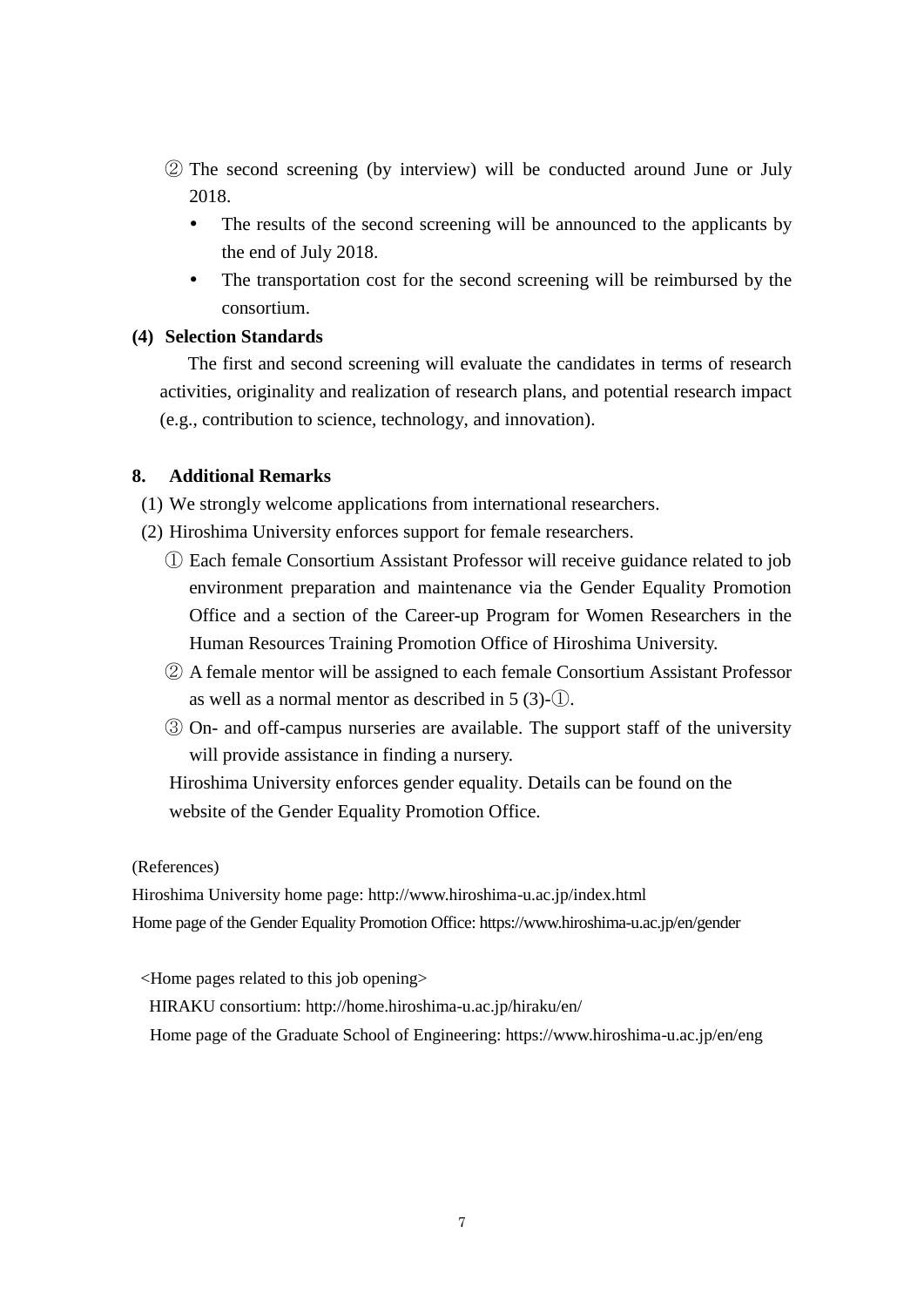② The second screening (by interview) will be conducted around June or July 2018.

- The results of the second screening will be announced to the applicants by the end of July 2018.
- The transportation cost for the second screening will be reimbursed by the consortium.

**(4) Selection Standards**

The first and second screening will evaluate the candidates in terms of research activities, originality and realization of research plans, and potential research impact (e.g., contribution to science, technology, and innovation).

**8. Additional Remarks**

(1) We strongly welcome applications from international researchers.

(2) Hiroshima University enforces support for female researchers.

① Each female Consortium Assistant Professor will receive guidance related to job environment preparation and maintenance via the Gender Equality Promotion Office and a section of the Career-up Program for Women Researchers in the Human Resources Training Promotion Office of Hiroshima University.

② A female mentor will be assigned to each female Consortium Assistant Professor as well as a normal mentor as described in 5 (3)-①.

③ On- and off-campus nurseries are available. The support staff of the university will provide assistance in finding a nursery.

Hiroshima University enforces gender equality. Details can be found on the website of the Gender Equality Promotion Office.

(References)

Hiroshima University home page: http://www.hiroshima-u.ac.jp/index.html

Home page of the Gender Equality Promotion Office: https://www.hiroshima-u.ac.jp/en/gender

<Home pages related to this job opening>

HIRAKU consortium: http://home.hiroshima-u.ac.jp/hiraku/en/

Home page of the Graduate School of Engineering: https://www.hiroshima-u.ac.jp/en/eng